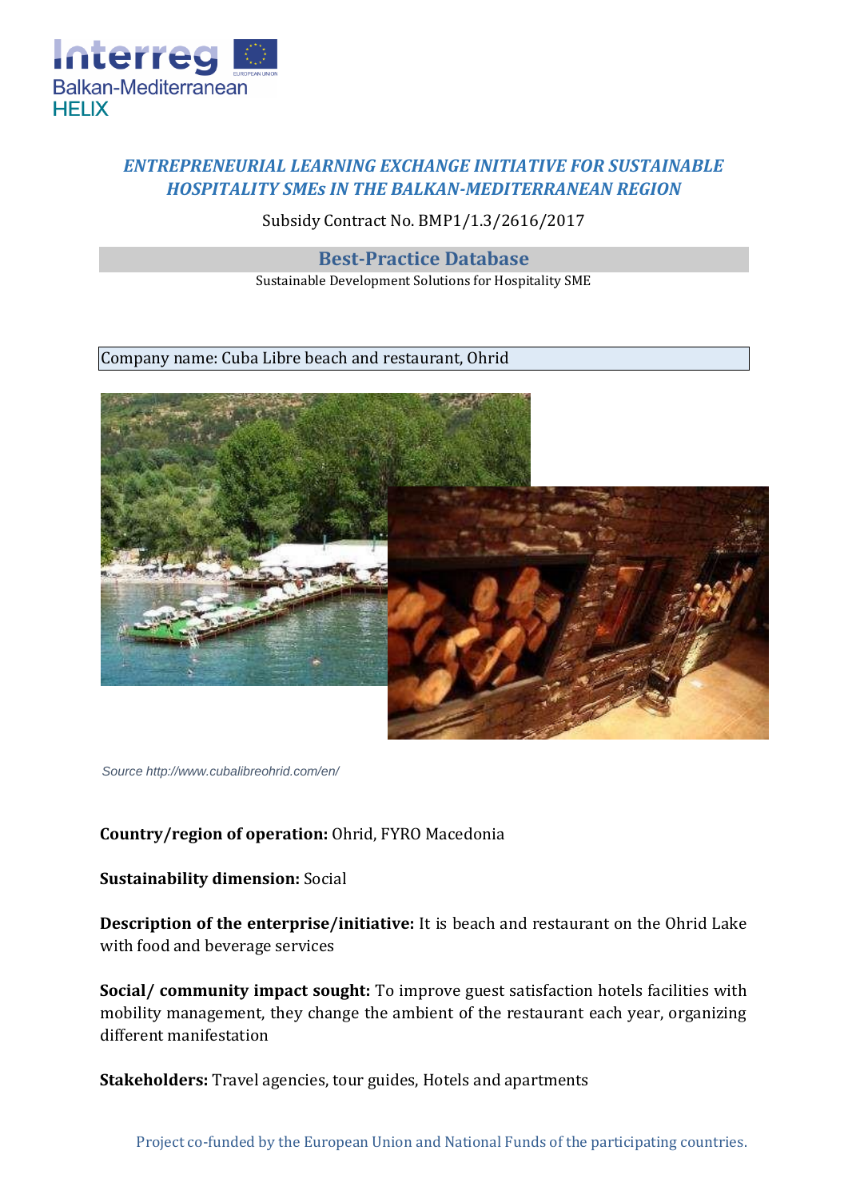Interreg
Balkan-Mediterranean
HELIX

*ENTREPRENEURIAL LEARNING EXCHANGE INITIATIVE FOR SUSTAINABLE HOSPITALITY SMEs IN THE BALKAN-MEDITERRANEAN REGION*

Subsidy Contract No. BMP1/1.3/2616/2017

## Best-Practice Database

Sustainable Development Solutions for Hospitality SME

Company name: Cuba Libre beach and restaurant, Ohrid

*Source http://www.cubalibreohrid.com/en/*

**Country/region of operation:** Ohrid, FYRO Macedonia

**Sustainability dimension:** Social

**Description of the enterprise/initiative:** It is beach and restaurant on the Ohrid Lake with food and beverage services

**Social/ community impact sought:** To improve guest satisfaction hotels facilities with mobility management, they change the ambient of the restaurant each year, organizing different manifestation

**Stakeholders:** Travel agencies, tour guides, Hotels and apartments

Project co-funded by the European Union and National Funds of the participating countries.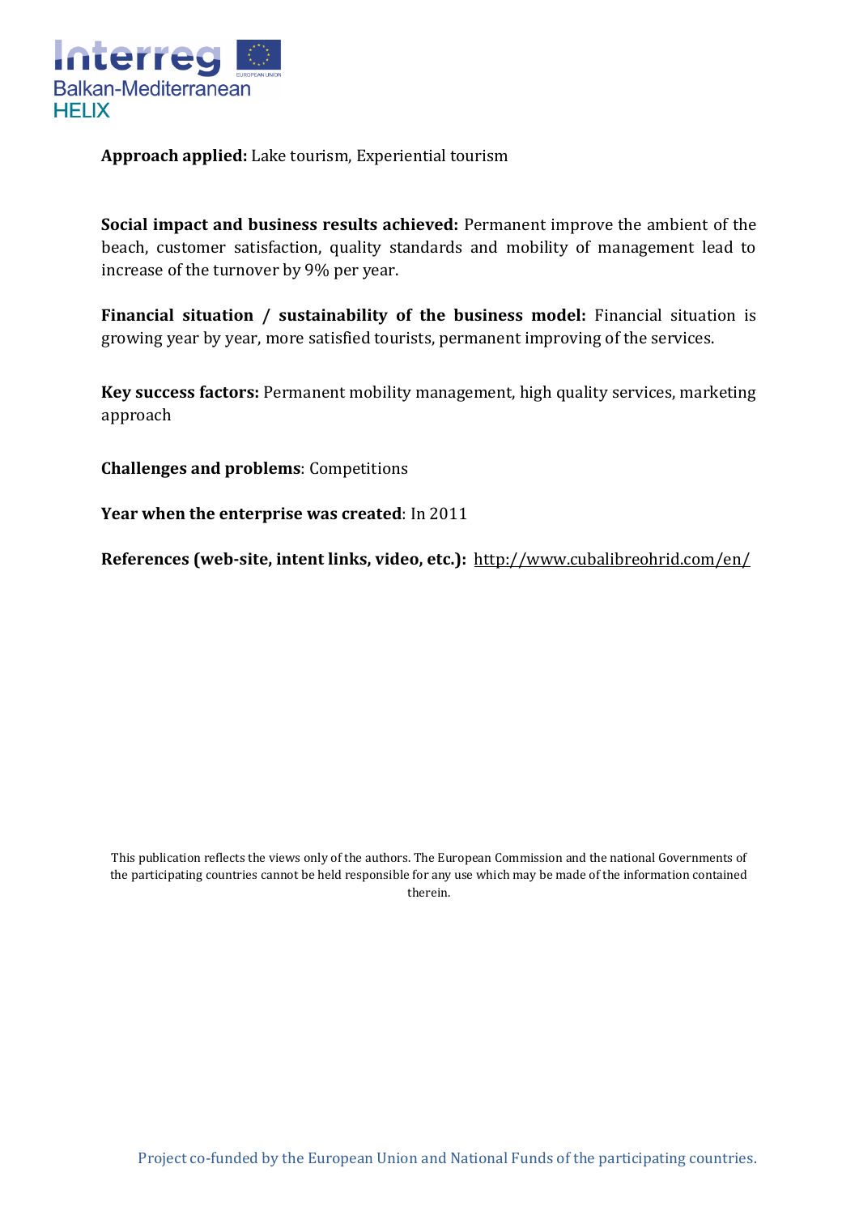**Approach applied:** Lake tourism, Experiential tourism

**Social impact and business results achieved:** Permanent improve the ambient of the beach, customer satisfaction, quality standards and mobility of management lead to increase of the turnover by 9% per year.

**Financial situation / sustainability of the business model:** Financial situation is growing year by year, more satisfied tourists, permanent improving of the services.

**Key success factors:** Permanent mobility management, high quality services, marketing approach

**Challenges and problems**: Competitions

**Year when the enterprise was created**: In 2011

**References (web-site, intent links, video, etc.):** http://www.cubalibreohrid.com/en/

This publication reflects the views only of the authors. The European Commission and the national Governments of the participating countries cannot be held responsible for any use which may be made of the information contained therein.